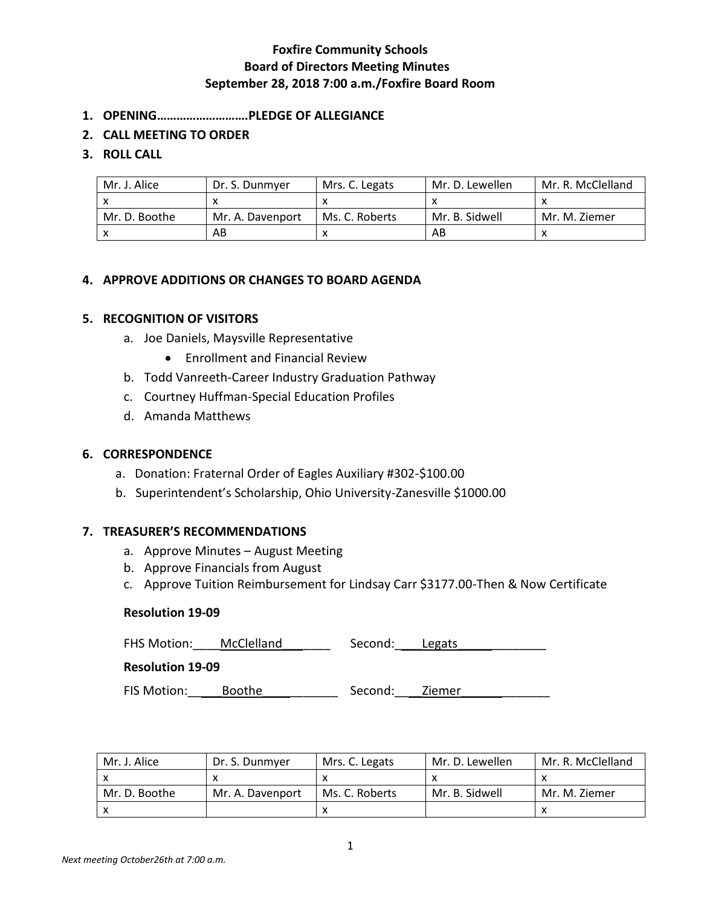**Foxfire Community Schools**
**Board of Directors Meeting Minutes**
**September 28, 2018 7:00 a.m./Foxfire Board Room**

1. **OPENING………………………PLEDGE OF ALLEGIANCE**
2. **CALL MEETING TO ORDER**
3. **ROLL CALL**

| Mr. J. Alice | Dr. S. Dunmyer | Mrs. C. Legats | Mr. D. Lewellen | Mr. R. McClelland |
|---|---|---|---|---|
| x | x | x | x | x |
| Mr. D. Boothe | Mr. A. Davenport | Ms. C. Roberts | Mr. B. Sidwell | Mr. M. Ziemer |
| x | AB | x | AB | x |

4. **APPROVE ADDITIONS OR CHANGES TO BOARD AGENDA**

5. **RECOGNITION OF VISITORS**
   a. Joe Daniels, Maysville Representative
      - Enrollment and Financial Review
   b. Todd Vanreeth-Career Industry Graduation Pathway
   c. Courtney Huffman-Special Education Profiles
   d. Amanda Matthews

6. **CORRESPONDENCE**
   a. Donation: Fraternal Order of Eagles Auxiliary #302-$100.00
   b. Superintendent's Scholarship, Ohio University-Zanesville $1000.00

7. **TREASURER'S RECOMMENDATIONS**
   a. Approve Minutes – August Meeting
   b. Approve Financials from August
   c. Approve Tuition Reimbursement for Lindsay Carr $3177.00-Then & Now Certificate

   **Resolution 19-09**

   FHS Motion: McClelland Second: Legats

   **Resolution 19-09**

   FIS Motion: Boothe Second: Ziemer

| Mr. J. Alice | Dr. S. Dunmyer | Mrs. C. Legats | Mr. D. Lewellen | Mr. R. McClelland |
|---|---|---|---|---|
| x | x | x | x | x |
| Mr. D. Boothe | Mr. A. Davenport | Ms. C. Roberts | Mr. B. Sidwell | Mr. M. Ziemer |
| x | | x | | x |

*Next meeting October26th at 7:00 a.m.*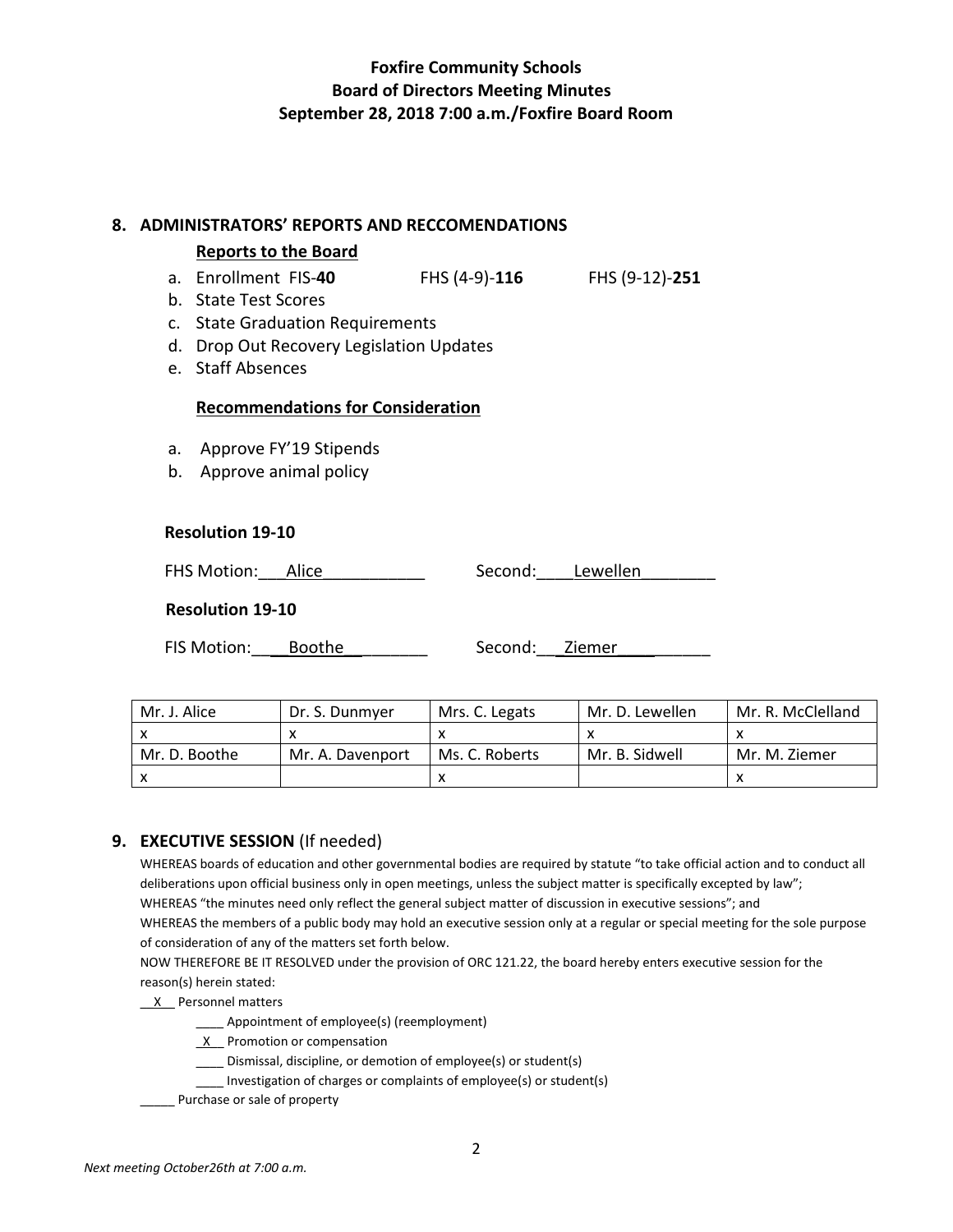**Foxfire Community Schools**
**Board of Directors Meeting Minutes**
**September 28, 2018 7:00 a.m./Foxfire Board Room**

## 8. ADMINISTRATORS' REPORTS AND RECCOMENDATIONS

**Reports to the Board**

a. Enrollment FIS-**40** FHS (4-9)-**116** FHS (9-12)-**251**
b. State Test Scores
c. State Graduation Requirements
d. Drop Out Recovery Legislation Updates
e. Staff Absences

**Recommendations for Consideration**

a. Approve FY'19 Stipends
b. Approve animal policy

**Resolution 19-10**

FHS Motion:___Alice___________ Second:____Lewellen________

**Resolution 19-10**

FIS Motion:____Boothe_________ Second:___Ziemer__________

| Mr. J. Alice | Dr. S. Dunmyer | Mrs. C. Legats | Mr. D. Lewellen | Mr. R. McClelland |
|---|---|---|---|---|
| x | x | x | x | x |
| Mr. D. Boothe | Mr. A. Davenport | Ms. C. Roberts | Mr. B. Sidwell | Mr. M. Ziemer |
| x | | x | | x |

## 9. EXECUTIVE SESSION (If needed)

WHEREAS boards of education and other governmental bodies are required by statute "to take official action and to conduct all deliberations upon official business only in open meetings, unless the subject matter is specifically excepted by law";
WHEREAS "the minutes need only reflect the general subject matter of discussion in executive sessions"; and
WHEREAS the members of a public body may hold an executive session only at a regular or special meeting for the sole purpose of consideration of any of the matters set forth below.
NOW THEREFORE BE IT RESOLVED under the provision of ORC 121.22, the board hereby enters executive session for the reason(s) herein stated:

__X__ Personnel matters

- ____ Appointment of employee(s) (reemployment)
- _X__ Promotion or compensation
- ____ Dismissal, discipline, or demotion of employee(s) or student(s)
- ____ Investigation of charges or complaints of employee(s) or student(s)

_____ Purchase or sale of property

*Next meeting October26th at 7:00 a.m.*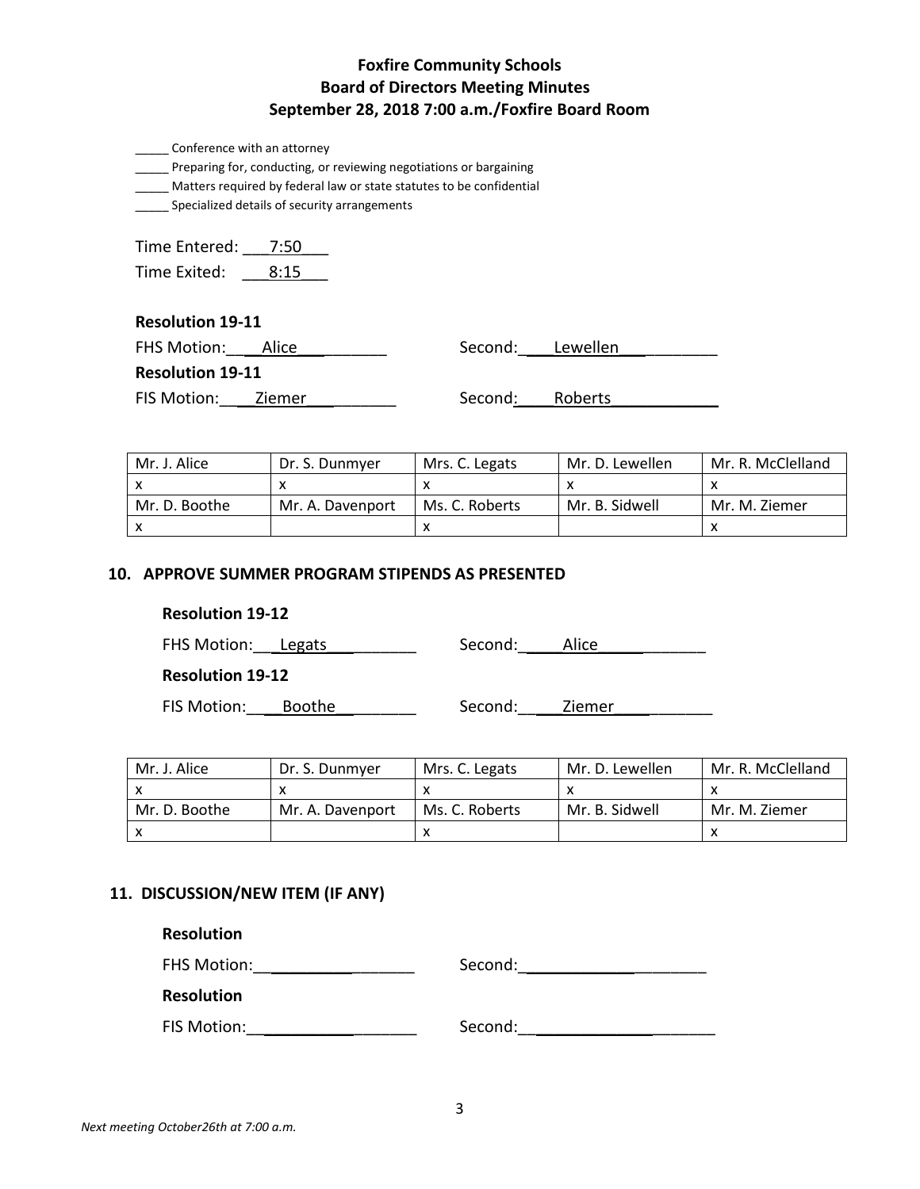# Foxfire Community Schools
## Board of Directors Meeting Minutes
### September 28, 2018 7:00 a.m./Foxfire Board Room

_____ Conference with an attorney
_____ Preparing for, conducting, or reviewing negotiations or bargaining
_____ Matters required by federal law or state statutes to be confidential
_____ Specialized details of security arrangements

Time Entered: 7:50
Time Exited: 8:15

**Resolution 19-11**
FHS Motion: Alice Second: Lewellen
**Resolution 19-11**
FIS Motion: Ziemer Second: Roberts

| Mr. J. Alice | Dr. S. Dunmyer | Mrs. C. Legats | Mr. D. Lewellen | Mr. R. McClelland |
|---|---|---|---|---|
| x | x | x | x | x |
| Mr. D. Boothe | Mr. A. Davenport | Ms. C. Roberts | Mr. B. Sidwell | Mr. M. Ziemer |
| x | | x | | x |

## 10. APPROVE SUMMER PROGRAM STIPENDS AS PRESENTED

**Resolution 19-12**
FHS Motion: Legats Second: Alice
**Resolution 19-12**
FIS Motion: Boothe Second: Ziemer

| Mr. J. Alice | Dr. S. Dunmyer | Mrs. C. Legats | Mr. D. Lewellen | Mr. R. McClelland |
|---|---|---|---|---|
| x | x | x | x | x |
| Mr. D. Boothe | Mr. A. Davenport | Ms. C. Roberts | Mr. B. Sidwell | Mr. M. Ziemer |
| x | | x | | x |

## 11. DISCUSSION/NEW ITEM (IF ANY)

**Resolution**
FHS Motion:__________________ Second:__________________
**Resolution**
FIS Motion:__________________ Second:__________________

*Next meeting October26th at 7:00 a.m.*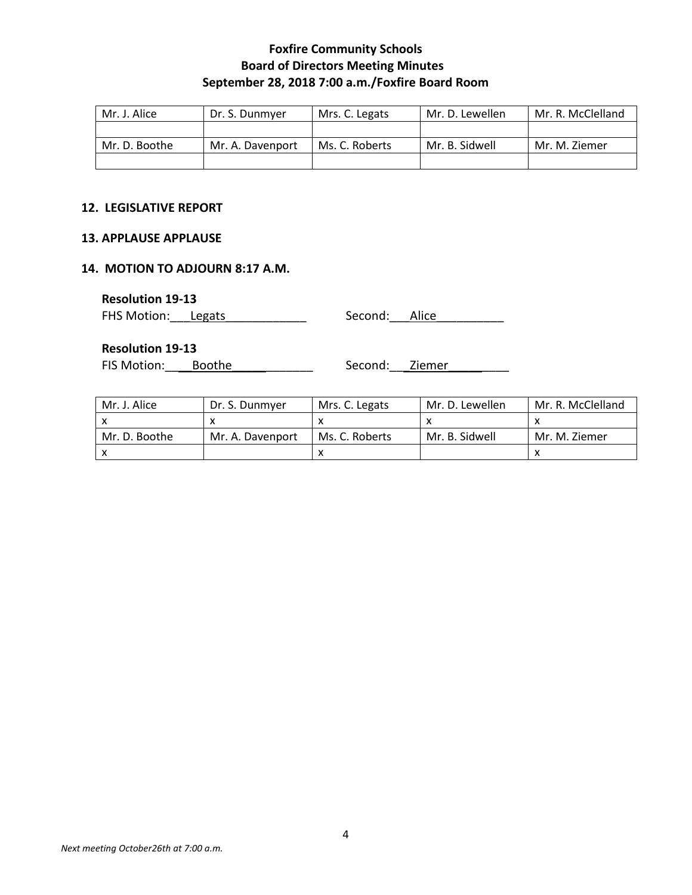**Foxfire Community Schools**
**Board of Directors Meeting Minutes**
**September 28, 2018 7:00 a.m./Foxfire Board Room**

| | | | | |
|---|---|---|---|---|
| Mr. J. Alice | Dr. S. Dunmyer | Mrs. C. Legats | Mr. D. Lewellen | Mr. R. McClelland |
| | | | | |
| Mr. D. Boothe | Mr. A. Davenport | Ms. C. Roberts | Mr. B. Sidwell | Mr. M. Ziemer |
| | | | | |

### 12. LEGISLATIVE REPORT

### 13. APPLAUSE APPLAUSE

### 14. MOTION TO ADJOURN 8:17 A.M.

**Resolution 19-13**
FHS Motion:___Legats____________ Second:___Alice__________

**Resolution 19-13**
FIS Motion:____Boothe____________ Second:___Ziemer_________

| | | | | |
|---|---|---|---|---|
| Mr. J. Alice | Dr. S. Dunmyer | Mrs. C. Legats | Mr. D. Lewellen | Mr. R. McClelland |
| x | x | x | x | x |
| Mr. D. Boothe | Mr. A. Davenport | Ms. C. Roberts | Mr. B. Sidwell | Mr. M. Ziemer |
| x | | x | | x |

*Next meeting October26th at 7:00 a.m.*